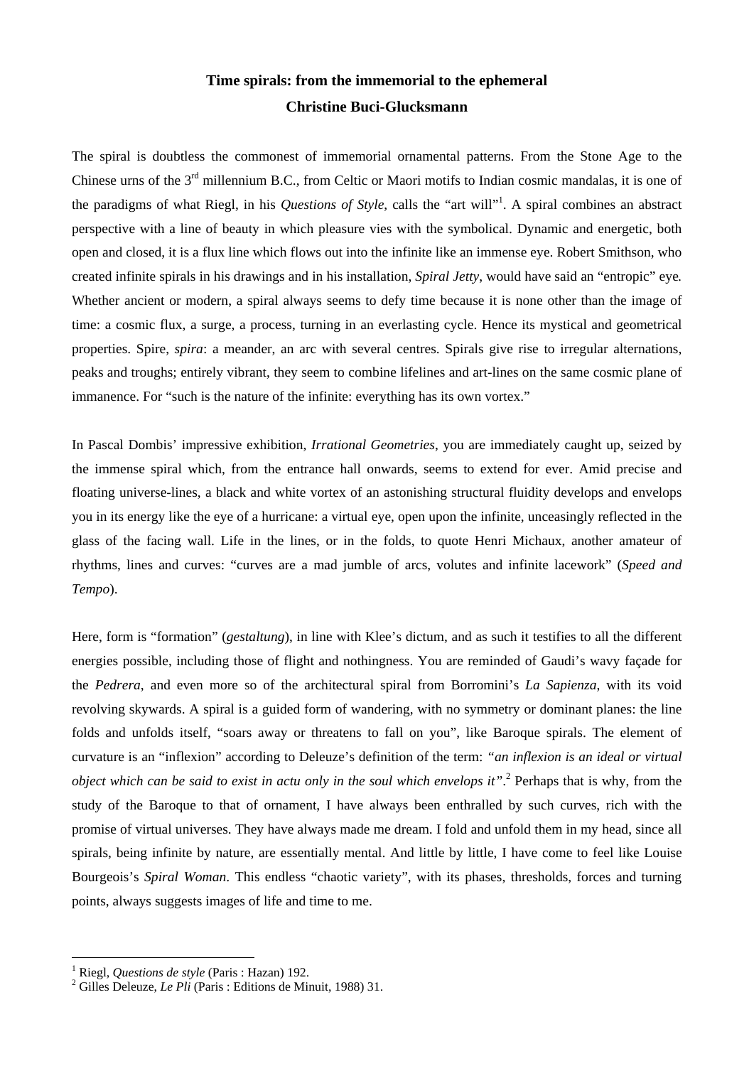# Time spirals: from the immemorial to the ephemeral

**Christine Buci-Glucksmann**

The spiral is doubtless the commonest of immemorial ornamental patterns. From the Stone Age to the Chinese urns of the 3rd millennium B.C., from Celtic or Maori motifs to Indian cosmic mandalas, it is one of the paradigms of what Riegl, in his *Questions of Style*, calls the "art will"[1]. A spiral combines an abstract perspective with a line of beauty in which pleasure vies with the symbolical. Dynamic and energetic, both open and closed, it is a flux line which flows out into the infinite like an immense eye. Robert Smithson, who created infinite spirals in his drawings and in his installation, *Spiral Jetty*, would have said an "entropic" eye. Whether ancient or modern, a spiral always seems to defy time because it is none other than the image of time: a cosmic flux, a surge, a process, turning in an everlasting cycle. Hence its mystical and geometrical properties. Spire, *spira*: a meander, an arc with several centres. Spirals give rise to irregular alternations, peaks and troughs; entirely vibrant, they seem to combine lifelines and art-lines on the same cosmic plane of immanence. For "such is the nature of the infinite: everything has its own vortex."

In Pascal Dombis' impressive exhibition, *Irrational Geometries*, you are immediately caught up, seized by the immense spiral which, from the entrance hall onwards, seems to extend for ever. Amid precise and floating universe-lines, a black and white vortex of an astonishing structural fluidity develops and envelops you in its energy like the eye of a hurricane: a virtual eye, open upon the infinite, unceasingly reflected in the glass of the facing wall. Life in the lines, or in the folds, to quote Henri Michaux, another amateur of rhythms, lines and curves: "curves are a mad jumble of arcs, volutes and infinite lacework" (*Speed and Tempo*).

Here, form is "formation" (*gestaltung*), in line with Klee's dictum, and as such it testifies to all the different energies possible, including those of flight and nothingness. You are reminded of Gaudi's wavy façade for the *Pedrera*, and even more so of the architectural spiral from Borromini's *La Sapienza*, with its void revolving skywards. A spiral is a guided form of wandering, with no symmetry or dominant planes: the line folds and unfolds itself, "soars away or threatens to fall on you", like Baroque spirals. The element of curvature is an "inflexion" according to Deleuze's definition of the term: *"an inflexion is an ideal or virtual object which can be said to exist in actu only in the soul which envelops it"*.[2] Perhaps that is why, from the study of the Baroque to that of ornament, I have always been enthralled by such curves, rich with the promise of virtual universes. They have always made me dream. I fold and unfold them in my head, since all spirals, being infinite by nature, are essentially mental. And little by little, I have come to feel like Louise Bourgeois's *Spiral Woman*. This endless "chaotic variety", with its phases, thresholds, forces and turning points, always suggests images of life and time to me.

---

[1] Riegl, *Questions de style* (Paris : Hazan) 192.

[2] Gilles Deleuze, *Le Pli* (Paris : Editions de Minuit, 1988) 31.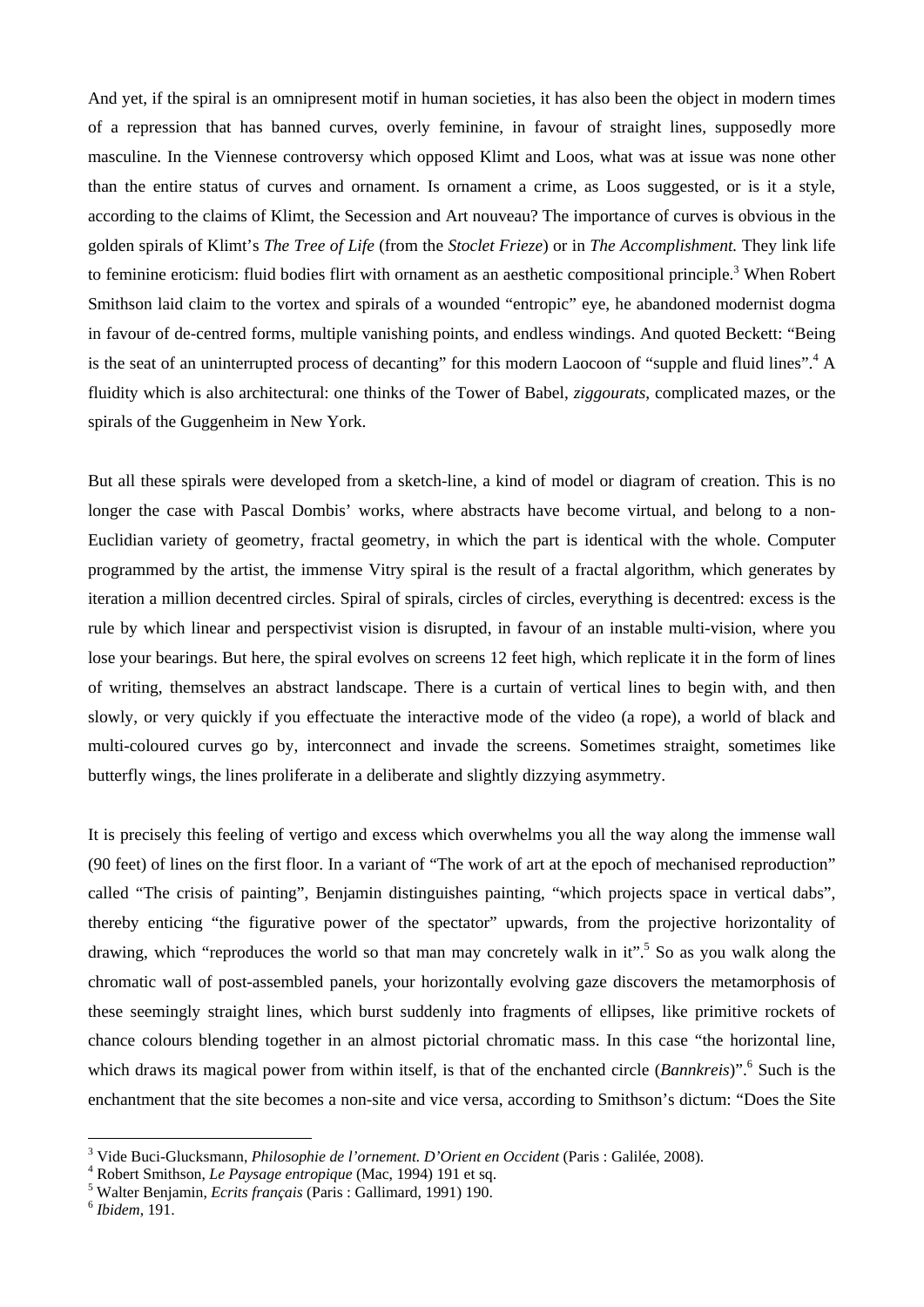And yet, if the spiral is an omnipresent motif in human societies, it has also been the object in modern times of a repression that has banned curves, overly feminine, in favour of straight lines, supposedly more masculine. In the Viennese controversy which opposed Klimt and Loos, what was at issue was none other than the entire status of curves and ornament. Is ornament a crime, as Loos suggested, or is it a style, according to the claims of Klimt, the Secession and Art nouveau? The importance of curves is obvious in the golden spirals of Klimt's *The Tree of Life* (from the *Stoclet Frieze*) or in *The Accomplishment.* They link life to feminine eroticism: fluid bodies flirt with ornament as an aesthetic compositional principle.[3] When Robert Smithson laid claim to the vortex and spirals of a wounded "entropic" eye, he abandoned modernist dogma in favour of de-centred forms, multiple vanishing points, and endless windings. And quoted Beckett: "Being is the seat of an uninterrupted process of decanting" for this modern Laocoon of "supple and fluid lines".[4] A fluidity which is also architectural: one thinks of the Tower of Babel, *ziggourats*, complicated mazes, or the spirals of the Guggenheim in New York.

But all these spirals were developed from a sketch-line, a kind of model or diagram of creation. This is no longer the case with Pascal Dombis' works, where abstracts have become virtual, and belong to a non-Euclidian variety of geometry, fractal geometry, in which the part is identical with the whole. Computer programmed by the artist, the immense Vitry spiral is the result of a fractal algorithm, which generates by iteration a million decentred circles. Spiral of spirals, circles of circles, everything is decentred: excess is the rule by which linear and perspectivist vision is disrupted, in favour of an instable multi-vision, where you lose your bearings. But here, the spiral evolves on screens 12 feet high, which replicate it in the form of lines of writing, themselves an abstract landscape. There is a curtain of vertical lines to begin with, and then slowly, or very quickly if you effectuate the interactive mode of the video (a rope), a world of black and multi-coloured curves go by, interconnect and invade the screens. Sometimes straight, sometimes like butterfly wings, the lines proliferate in a deliberate and slightly dizzying asymmetry.

It is precisely this feeling of vertigo and excess which overwhelms you all the way along the immense wall (90 feet) of lines on the first floor. In a variant of "The work of art at the epoch of mechanised reproduction" called "The crisis of painting", Benjamin distinguishes painting, "which projects space in vertical dabs", thereby enticing "the figurative power of the spectator" upwards, from the projective horizontality of drawing, which "reproduces the world so that man may concretely walk in it".[5] So as you walk along the chromatic wall of post-assembled panels, your horizontally evolving gaze discovers the metamorphosis of these seemingly straight lines, which burst suddenly into fragments of ellipses, like primitive rockets of chance colours blending together in an almost pictorial chromatic mass. In this case "the horizontal line, which draws its magical power from within itself, is that of the enchanted circle (*Bannkreis*)".[6] Such is the enchantment that the site becomes a non-site and vice versa, according to Smithson's dictum: "Does the Site

---

[3] Vide Buci-Glucksmann, *Philosophie de l'ornement. D'Orient en Occident* (Paris : Galilée, 2008).

[4] Robert Smithson, *Le Paysage entropique* (Mac, 1994) 191 et sq.

[5] Walter Benjamin, *Ecrits français* (Paris : Gallimard, 1991) 190.

[6] *Ibidem*, 191.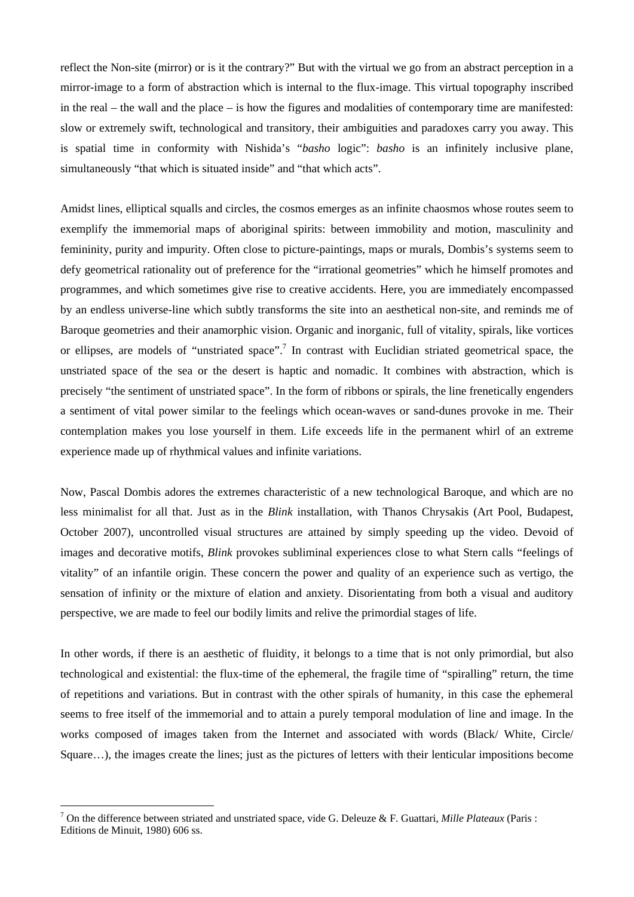reflect the Non-site (mirror) or is it the contrary?" But with the virtual we go from an abstract perception in a mirror-image to a form of abstraction which is internal to the flux-image. This virtual topography inscribed in the real – the wall and the place – is how the figures and modalities of contemporary time are manifested: slow or extremely swift, technological and transitory, their ambiguities and paradoxes carry you away. This is spatial time in conformity with Nishida's "*basho* logic": *basho* is an infinitely inclusive plane, simultaneously "that which is situated inside" and "that which acts".

Amidst lines, elliptical squalls and circles, the cosmos emerges as an infinite chaosmos whose routes seem to exemplify the immemorial maps of aboriginal spirits: between immobility and motion, masculinity and femininity, purity and impurity. Often close to picture-paintings, maps or murals, Dombis's systems seem to defy geometrical rationality out of preference for the "irrational geometries" which he himself promotes and programmes, and which sometimes give rise to creative accidents. Here, you are immediately encompassed by an endless universe-line which subtly transforms the site into an aesthetical non-site, and reminds me of Baroque geometries and their anamorphic vision. Organic and inorganic, full of vitality, spirals, like vortices or ellipses, are models of "unstriated space".[7] In contrast with Euclidian striated geometrical space, the unstriated space of the sea or the desert is haptic and nomadic. It combines with abstraction, which is precisely "the sentiment of unstriated space". In the form of ribbons or spirals, the line frenetically engenders a sentiment of vital power similar to the feelings which ocean-waves or sand-dunes provoke in me. Their contemplation makes you lose yourself in them. Life exceeds life in the permanent whirl of an extreme experience made up of rhythmical values and infinite variations.

Now, Pascal Dombis adores the extremes characteristic of a new technological Baroque, and which are no less minimalist for all that. Just as in the *Blink* installation, with Thanos Chrysakis (Art Pool, Budapest, October 2007), uncontrolled visual structures are attained by simply speeding up the video. Devoid of images and decorative motifs, *Blink* provokes subliminal experiences close to what Stern calls "feelings of vitality" of an infantile origin. These concern the power and quality of an experience such as vertigo, the sensation of infinity or the mixture of elation and anxiety. Disorientating from both a visual and auditory perspective, we are made to feel our bodily limits and relive the primordial stages of life.

In other words, if there is an aesthetic of fluidity, it belongs to a time that is not only primordial, but also technological and existential: the flux-time of the ephemeral, the fragile time of "spiralling" return, the time of repetitions and variations. But in contrast with the other spirals of humanity, in this case the ephemeral seems to free itself of the immemorial and to attain a purely temporal modulation of line and image. In the works composed of images taken from the Internet and associated with words (Black/ White, Circle/ Square…), the images create the lines; just as the pictures of letters with their lenticular impositions become

---

[7] On the difference between striated and unstriated space, vide G. Deleuze & F. Guattari, *Mille Plateaux* (Paris : Editions de Minuit, 1980) 606 ss.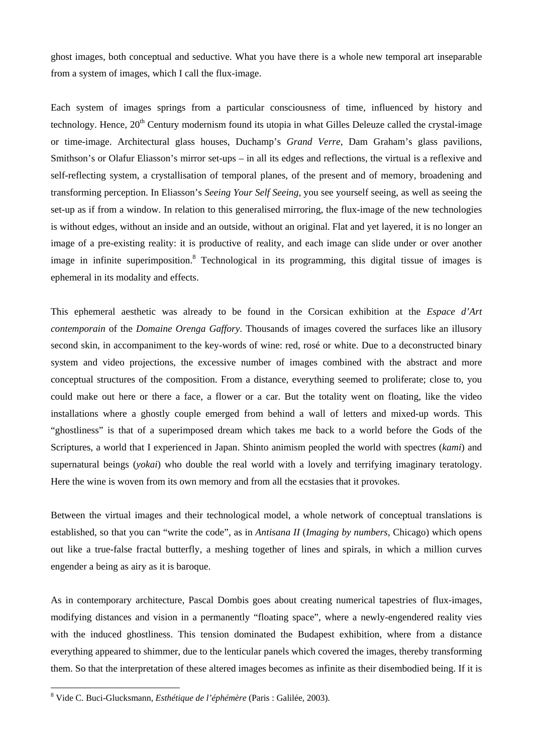ghost images, both conceptual and seductive. What you have there is a whole new temporal art inseparable from a system of images, which I call the flux-image.

Each system of images springs from a particular consciousness of time, influenced by history and technology. Hence, 20th Century modernism found its utopia in what Gilles Deleuze called the crystal-image or time-image. Architectural glass houses, Duchamp's *Grand Verre*, Dam Graham's glass pavilions, Smithson's or Olafur Eliasson's mirror set-ups – in all its edges and reflections, the virtual is a reflexive and self-reflecting system, a crystallisation of temporal planes, of the present and of memory, broadening and transforming perception. In Eliasson's *Seeing Your Self Seeing*, you see yourself seeing, as well as seeing the set-up as if from a window. In relation to this generalised mirroring, the flux-image of the new technologies is without edges, without an inside and an outside, without an original. Flat and yet layered, it is no longer an image of a pre-existing reality: it is productive of reality, and each image can slide under or over another image in infinite superimposition.[8] Technological in its programming, this digital tissue of images is ephemeral in its modality and effects.

This ephemeral aesthetic was already to be found in the Corsican exhibition at the *Espace d'Art contemporain* of the *Domaine Orenga Gaffory*. Thousands of images covered the surfaces like an illusory second skin, in accompaniment to the key-words of wine: red, rosé or white. Due to a deconstructed binary system and video projections, the excessive number of images combined with the abstract and more conceptual structures of the composition. From a distance, everything seemed to proliferate; close to, you could make out here or there a face, a flower or a car. But the totality went on floating, like the video installations where a ghostly couple emerged from behind a wall of letters and mixed-up words. This "ghostliness" is that of a superimposed dream which takes me back to a world before the Gods of the Scriptures, a world that I experienced in Japan. Shinto animism peopled the world with spectres (*kami*) and supernatural beings (*yokai*) who double the real world with a lovely and terrifying imaginary teratology. Here the wine is woven from its own memory and from all the ecstasies that it provokes.

Between the virtual images and their technological model, a whole network of conceptual translations is established, so that you can "write the code", as in *Antisana II* (*Imaging by numbers*, Chicago) which opens out like a true-false fractal butterfly, a meshing together of lines and spirals, in which a million curves engender a being as airy as it is baroque.

As in contemporary architecture, Pascal Dombis goes about creating numerical tapestries of flux-images, modifying distances and vision in a permanently "floating space", where a newly-engendered reality vies with the induced ghostliness. This tension dominated the Budapest exhibition, where from a distance everything appeared to shimmer, due to the lenticular panels which covered the images, thereby transforming them. So that the interpretation of these altered images becomes as infinite as their disembodied being. If it is

[8] Vide C. Buci-Glucksmann, *Esthétique de l'éphémère* (Paris : Galilée, 2003).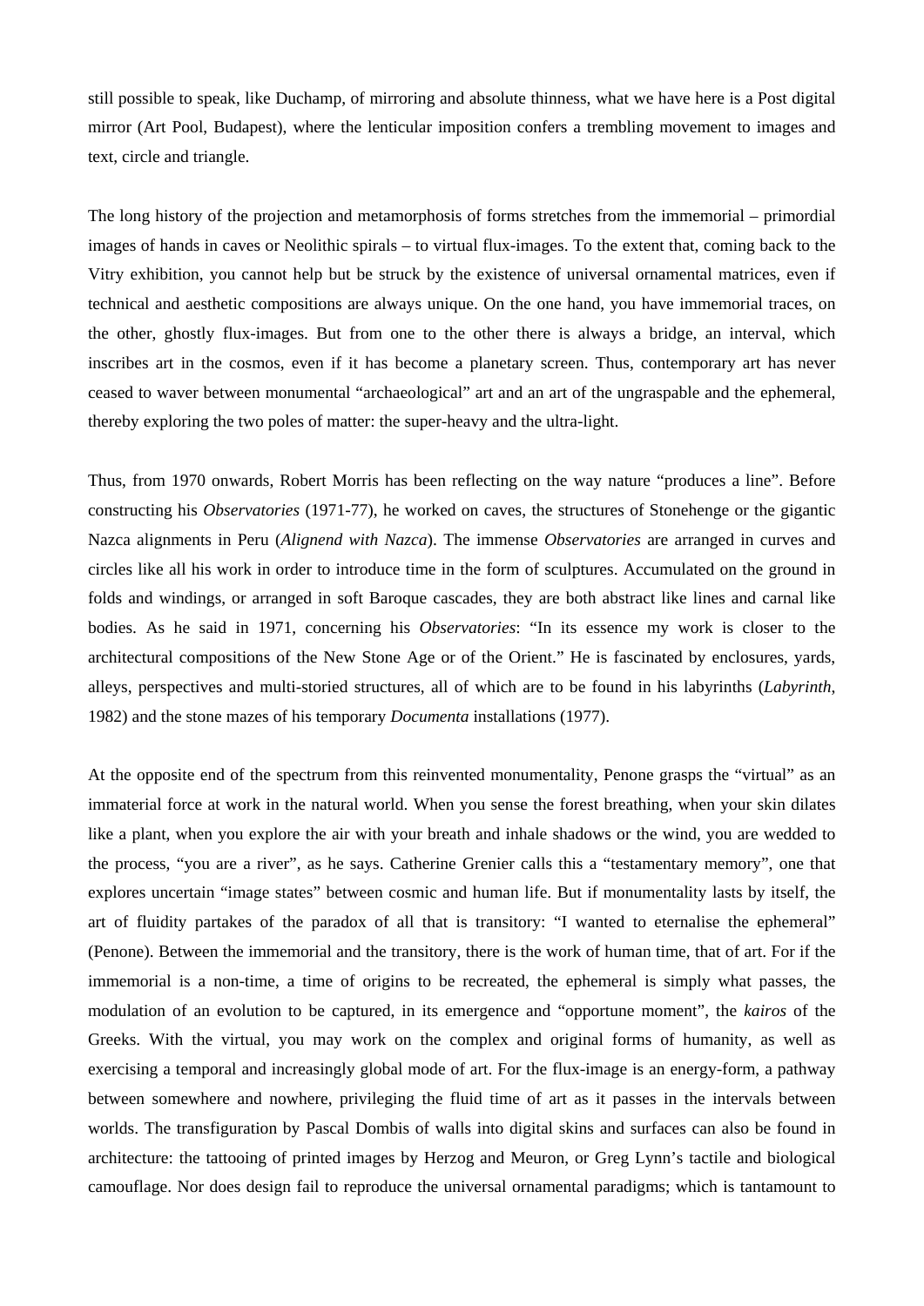still possible to speak, like Duchamp, of mirroring and absolute thinness, what we have here is a Post digital mirror (Art Pool, Budapest), where the lenticular imposition confers a trembling movement to images and text, circle and triangle.

The long history of the projection and metamorphosis of forms stretches from the immemorial – primordial images of hands in caves or Neolithic spirals – to virtual flux-images. To the extent that, coming back to the Vitry exhibition, you cannot help but be struck by the existence of universal ornamental matrices, even if technical and aesthetic compositions are always unique. On the one hand, you have immemorial traces, on the other, ghostly flux-images. But from one to the other there is always a bridge, an interval, which inscribes art in the cosmos, even if it has become a planetary screen. Thus, contemporary art has never ceased to waver between monumental "archaeological" art and an art of the ungraspable and the ephemeral, thereby exploring the two poles of matter: the super-heavy and the ultra-light.

Thus, from 1970 onwards, Robert Morris has been reflecting on the way nature "produces a line". Before constructing his *Observatories* (1971-77), he worked on caves, the structures of Stonehenge or the gigantic Nazca alignments in Peru (*Alignend with Nazca*). The immense *Observatories* are arranged in curves and circles like all his work in order to introduce time in the form of sculptures. Accumulated on the ground in folds and windings, or arranged in soft Baroque cascades, they are both abstract like lines and carnal like bodies. As he said in 1971, concerning his *Observatories*: "In its essence my work is closer to the architectural compositions of the New Stone Age or of the Orient." He is fascinated by enclosures, yards, alleys, perspectives and multi-storied structures, all of which are to be found in his labyrinths (*Labyrinth*, 1982) and the stone mazes of his temporary *Documenta* installations (1977).

At the opposite end of the spectrum from this reinvented monumentality, Penone grasps the "virtual" as an immaterial force at work in the natural world. When you sense the forest breathing, when your skin dilates like a plant, when you explore the air with your breath and inhale shadows or the wind, you are wedded to the process, "you are a river", as he says. Catherine Grenier calls this a "testamentary memory", one that explores uncertain "image states" between cosmic and human life. But if monumentality lasts by itself, the art of fluidity partakes of the paradox of all that is transitory: "I wanted to eternalise the ephemeral" (Penone). Between the immemorial and the transitory, there is the work of human time, that of art. For if the immemorial is a non-time, a time of origins to be recreated, the ephemeral is simply what passes, the modulation of an evolution to be captured, in its emergence and "opportune moment", the *kairos* of the Greeks. With the virtual, you may work on the complex and original forms of humanity, as well as exercising a temporal and increasingly global mode of art. For the flux-image is an energy-form, a pathway between somewhere and nowhere, privileging the fluid time of art as it passes in the intervals between worlds. The transfiguration by Pascal Dombis of walls into digital skins and surfaces can also be found in architecture: the tattooing of printed images by Herzog and Meuron, or Greg Lynn's tactile and biological camouflage. Nor does design fail to reproduce the universal ornamental paradigms; which is tantamount to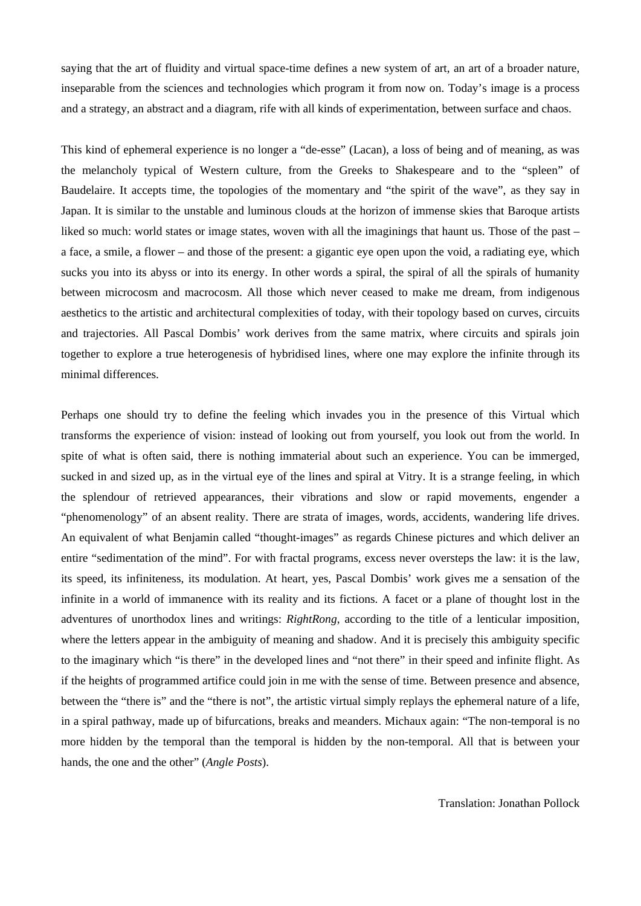saying that the art of fluidity and virtual space-time defines a new system of art, an art of a broader nature, inseparable from the sciences and technologies which program it from now on. Today's image is a process and a strategy, an abstract and a diagram, rife with all kinds of experimentation, between surface and chaos.

This kind of ephemeral experience is no longer a "de-esse" (Lacan), a loss of being and of meaning, as was the melancholy typical of Western culture, from the Greeks to Shakespeare and to the "spleen" of Baudelaire. It accepts time, the topologies of the momentary and "the spirit of the wave", as they say in Japan. It is similar to the unstable and luminous clouds at the horizon of immense skies that Baroque artists liked so much: world states or image states, woven with all the imaginings that haunt us. Those of the past – a face, a smile, a flower – and those of the present: a gigantic eye open upon the void, a radiating eye, which sucks you into its abyss or into its energy. In other words a spiral, the spiral of all the spirals of humanity between microcosm and macrocosm. All those which never ceased to make me dream, from indigenous aesthetics to the artistic and architectural complexities of today, with their topology based on curves, circuits and trajectories. All Pascal Dombis' work derives from the same matrix, where circuits and spirals join together to explore a true heterogenesis of hybridised lines, where one may explore the infinite through its minimal differences.

Perhaps one should try to define the feeling which invades you in the presence of this Virtual which transforms the experience of vision: instead of looking out from yourself, you look out from the world. In spite of what is often said, there is nothing immaterial about such an experience. You can be immerged, sucked in and sized up, as in the virtual eye of the lines and spiral at Vitry. It is a strange feeling, in which the splendour of retrieved appearances, their vibrations and slow or rapid movements, engender a "phenomenology" of an absent reality. There are strata of images, words, accidents, wandering life drives. An equivalent of what Benjamin called "thought-images" as regards Chinese pictures and which deliver an entire "sedimentation of the mind". For with fractal programs, excess never oversteps the law: it is the law, its speed, its infiniteness, its modulation. At heart, yes, Pascal Dombis' work gives me a sensation of the infinite in a world of immanence with its reality and its fictions. A facet or a plane of thought lost in the adventures of unorthodox lines and writings: *RightRong*, according to the title of a lenticular imposition, where the letters appear in the ambiguity of meaning and shadow. And it is precisely this ambiguity specific to the imaginary which "is there" in the developed lines and "not there" in their speed and infinite flight. As if the heights of programmed artifice could join in me with the sense of time. Between presence and absence, between the "there is" and the "there is not", the artistic virtual simply replays the ephemeral nature of a life, in a spiral pathway, made up of bifurcations, breaks and meanders. Michaux again: "The non-temporal is no more hidden by the temporal than the temporal is hidden by the non-temporal. All that is between your hands, the one and the other" (*Angle Posts*).

Translation: Jonathan Pollock